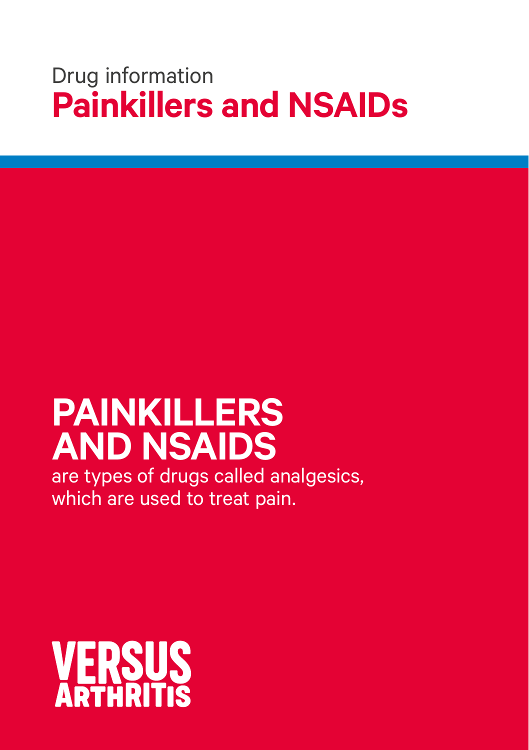Drug information

# Painkillers and NSAIDs

## PAINKILLERS AND NSAIDS

are types of drugs called analgesics, which are used to treat pain.

VERSUS ARTHRITIS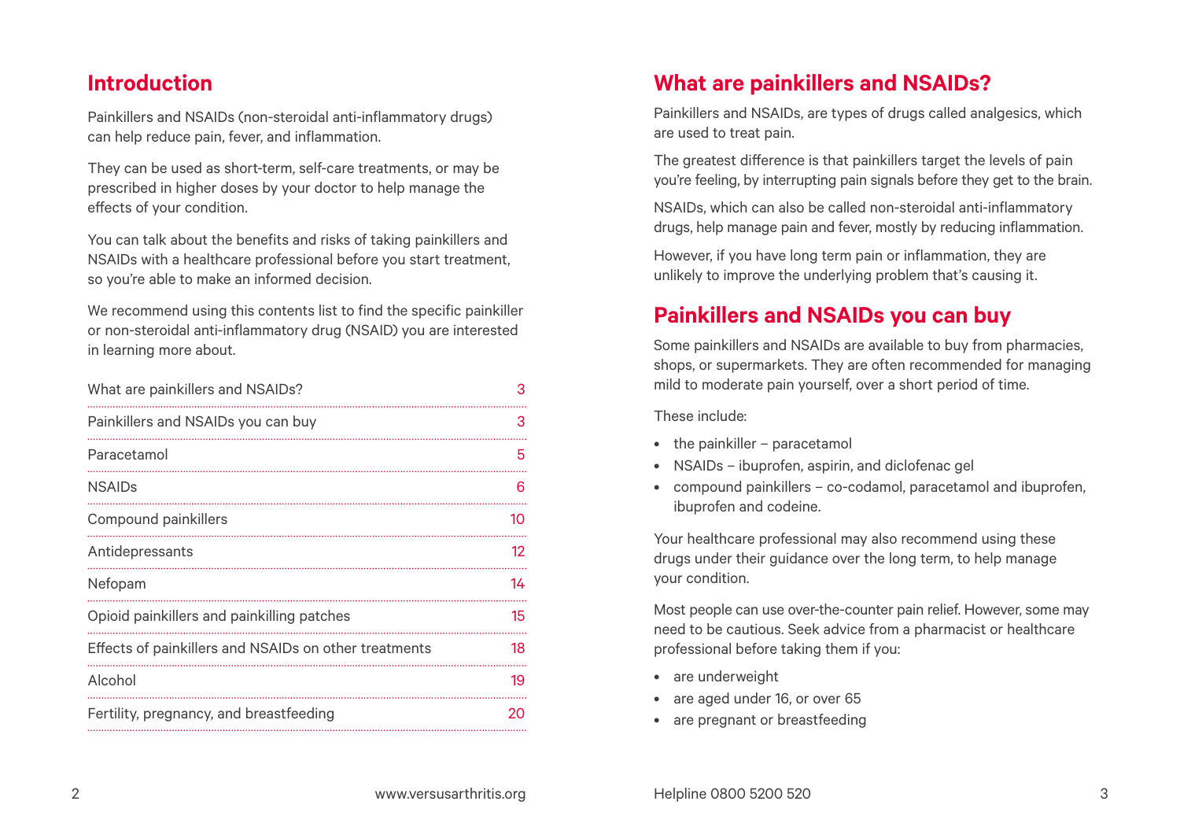## Introduction

Painkillers and NSAIDs (non-steroidal anti-inflammatory drugs) can help reduce pain, fever, and inflammation.

They can be used as short-term, self-care treatments, or may be prescribed in higher doses by your doctor to help manage the effects of your condition.

You can talk about the benefits and risks of taking painkillers and NSAIDs with a healthcare professional before you start treatment, so you're able to make an informed decision.

We recommend using this contents list to find the specific painkiller or non-steroidal anti-inflammatory drug (NSAID) you are interested in learning more about.

| | |
|---|---|
| What are painkillers and NSAIDs? | 3 |
| Painkillers and NSAIDs you can buy | 3 |
| Paracetamol | 5 |
| NSAIDs | 6 |
| Compound painkillers | 10 |
| Antidepressants | 12 |
| Nefopam | 14 |
| Opioid painkillers and painkilling patches | 15 |
| Effects of painkillers and NSAIDs on other treatments | 18 |
| Alcohol | 19 |
| Fertility, pregnancy, and breastfeeding | 20 |

## What are painkillers and NSAIDs?

Painkillers and NSAIDs, are types of drugs called analgesics, which are used to treat pain.

The greatest difference is that painkillers target the levels of pain you're feeling, by interrupting pain signals before they get to the brain.

NSAIDs, which can also be called non-steroidal anti-inflammatory drugs, help manage pain and fever, mostly by reducing inflammation.

However, if you have long term pain or inflammation, they are unlikely to improve the underlying problem that's causing it.

## Painkillers and NSAIDs you can buy

Some painkillers and NSAIDs are available to buy from pharmacies, shops, or supermarkets. They are often recommended for managing mild to moderate pain yourself, over a short period of time.

These include:

- the painkiller – paracetamol
- NSAIDs – ibuprofen, aspirin, and diclofenac gel
- compound painkillers – co-codamol, paracetamol and ibuprofen, ibuprofen and codeine.

Your healthcare professional may also recommend using these drugs under their guidance over the long term, to help manage your condition.

Most people can use over-the-counter pain relief. However, some may need to be cautious. Seek advice from a pharmacist or healthcare professional before taking them if you:

- are underweight
- are aged under 16, or over 65
- are pregnant or breastfeeding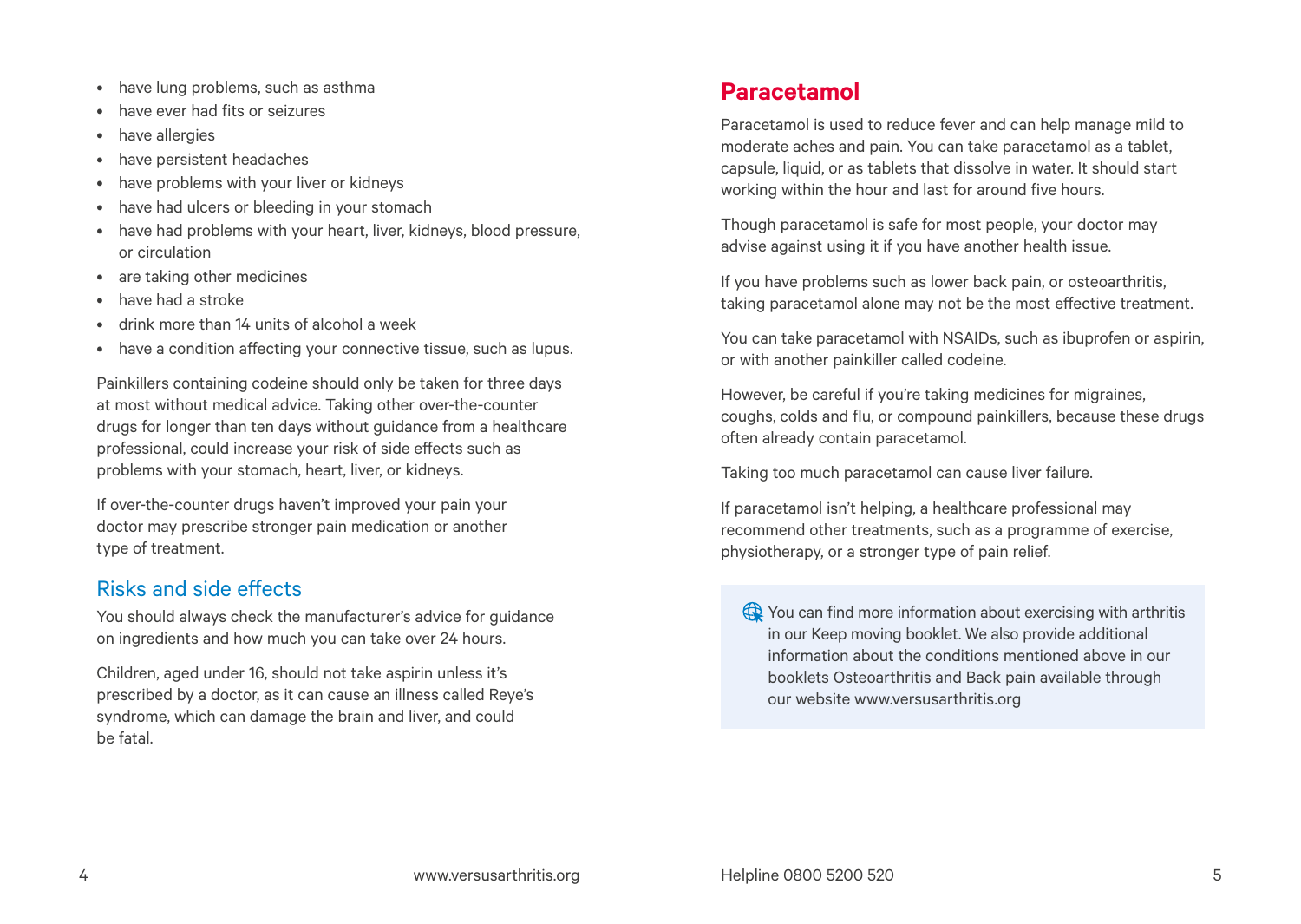- have lung problems, such as asthma
- have ever had fits or seizures
- have allergies
- have persistent headaches
- have problems with your liver or kidneys
- have had ulcers or bleeding in your stomach
- have had problems with your heart, liver, kidneys, blood pressure, or circulation
- are taking other medicines
- have had a stroke
- drink more than 14 units of alcohol a week
- have a condition affecting your connective tissue, such as lupus.

Painkillers containing codeine should only be taken for three days at most without medical advice. Taking other over-the-counter drugs for longer than ten days without guidance from a healthcare professional, could increase your risk of side effects such as problems with your stomach, heart, liver, or kidneys.

If over-the-counter drugs haven't improved your pain your doctor may prescribe stronger pain medication or another type of treatment.

### Risks and side effects

You should always check the manufacturer's advice for guidance on ingredients and how much you can take over 24 hours.

Children, aged under 16, should not take aspirin unless it's prescribed by a doctor, as it can cause an illness called Reye's syndrome, which can damage the brain and liver, and could be fatal.

## Paracetamol

Paracetamol is used to reduce fever and can help manage mild to moderate aches and pain. You can take paracetamol as a tablet, capsule, liquid, or as tablets that dissolve in water. It should start working within the hour and last for around five hours.

Though paracetamol is safe for most people, your doctor may advise against using it if you have another health issue.

If you have problems such as lower back pain, or osteoarthritis, taking paracetamol alone may not be the most effective treatment.

You can take paracetamol with NSAIDs, such as ibuprofen or aspirin, or with another painkiller called codeine.

However, be careful if you're taking medicines for migraines, coughs, colds and flu, or compound painkillers, because these drugs often already contain paracetamol.

Taking too much paracetamol can cause liver failure.

If paracetamol isn't helping, a healthcare professional may recommend other treatments, such as a programme of exercise, physiotherapy, or a stronger type of pain relief.

> You can find more information about exercising with arthritis in our Keep moving booklet. We also provide additional information about the conditions mentioned above in our booklets Osteoarthritis and Back pain available through our website www.versusarthritis.org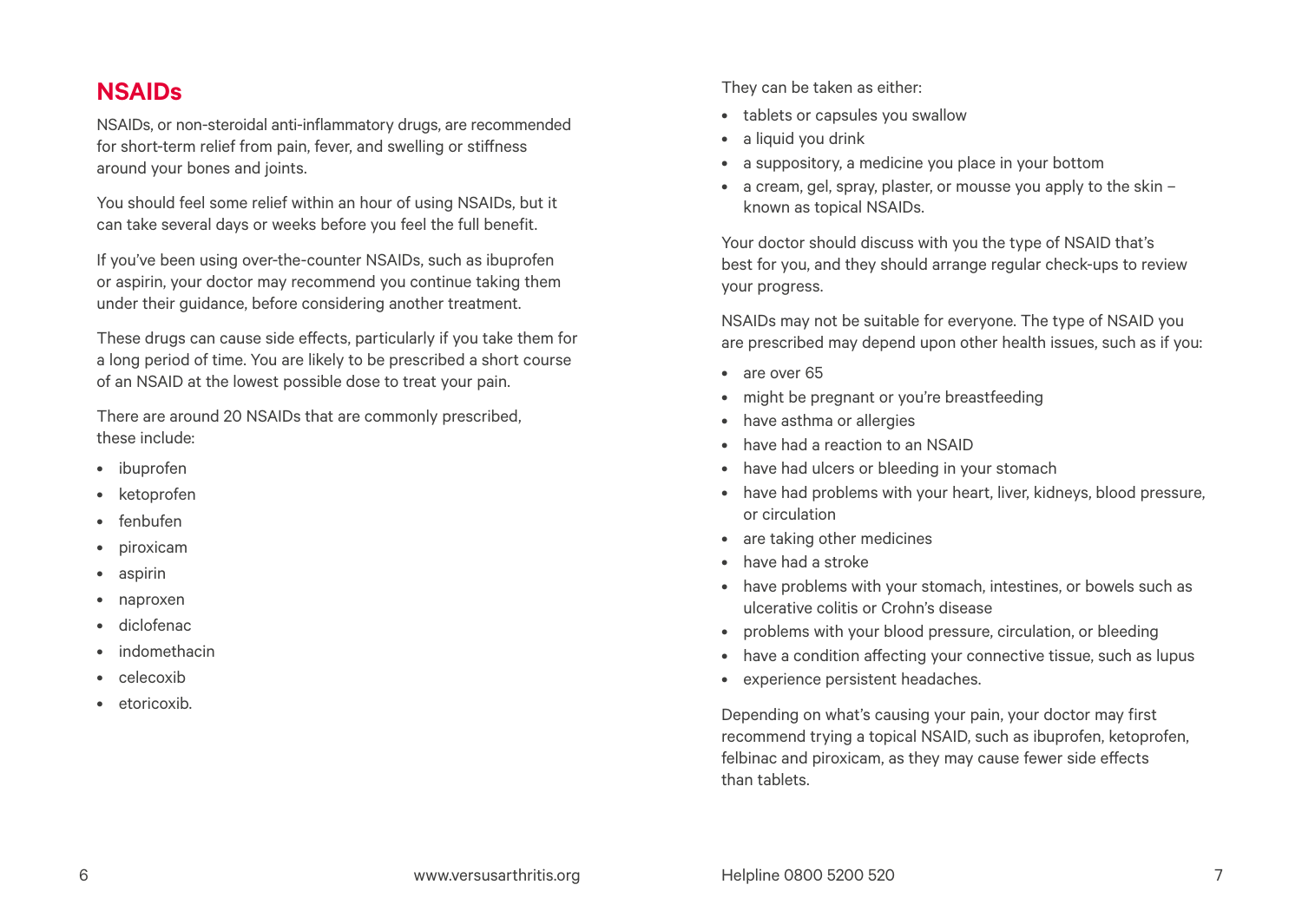## NSAIDs

NSAIDs, or non-steroidal anti-inflammatory drugs, are recommended for short-term relief from pain, fever, and swelling or stiffness around your bones and joints.

You should feel some relief within an hour of using NSAIDs, but it can take several days or weeks before you feel the full benefit.

If you've been using over-the-counter NSAIDs, such as ibuprofen or aspirin, your doctor may recommend you continue taking them under their guidance, before considering another treatment.

These drugs can cause side effects, particularly if you take them for a long period of time. You are likely to be prescribed a short course of an NSAID at the lowest possible dose to treat your pain.

There are around 20 NSAIDs that are commonly prescribed, these include:

- ibuprofen
- ketoprofen
- fenbufen
- piroxicam
- aspirin
- naproxen
- diclofenac
- indomethacin
- celecoxib
- etoricoxib.

They can be taken as either:

- tablets or capsules you swallow
- a liquid you drink
- a suppository, a medicine you place in your bottom
- a cream, gel, spray, plaster, or mousse you apply to the skin – known as topical NSAIDs.

Your doctor should discuss with you the type of NSAID that's best for you, and they should arrange regular check-ups to review your progress.

NSAIDs may not be suitable for everyone. The type of NSAID you are prescribed may depend upon other health issues, such as if you:

- are over 65
- might be pregnant or you're breastfeeding
- have asthma or allergies
- have had a reaction to an NSAID
- have had ulcers or bleeding in your stomach
- have had problems with your heart, liver, kidneys, blood pressure, or circulation
- are taking other medicines
- have had a stroke
- have problems with your stomach, intestines, or bowels such as ulcerative colitis or Crohn's disease
- problems with your blood pressure, circulation, or bleeding
- have a condition affecting your connective tissue, such as lupus
- experience persistent headaches.

Depending on what's causing your pain, your doctor may first recommend trying a topical NSAID, such as ibuprofen, ketoprofen, felbinac and piroxicam, as they may cause fewer side effects than tablets.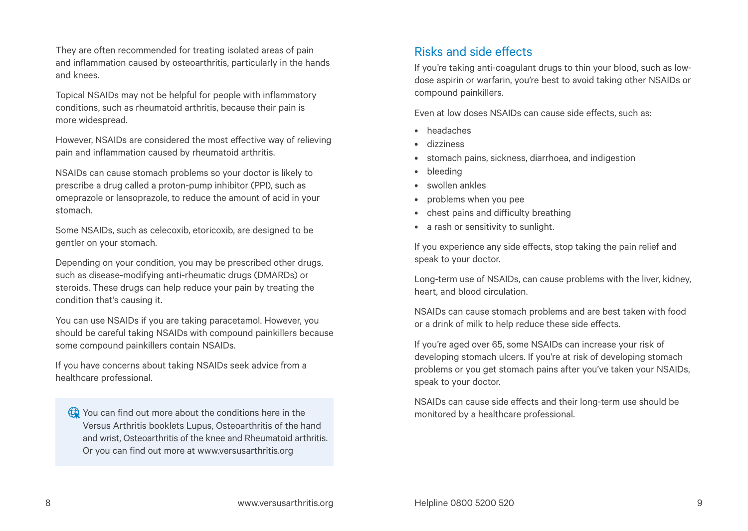They are often recommended for treating isolated areas of pain and inflammation caused by osteoarthritis, particularly in the hands and knees.

Topical NSAIDs may not be helpful for people with inflammatory conditions, such as rheumatoid arthritis, because their pain is more widespread.

However, NSAIDs are considered the most effective way of relieving pain and inflammation caused by rheumatoid arthritis.

NSAIDs can cause stomach problems so your doctor is likely to prescribe a drug called a proton-pump inhibitor (PPI), such as omeprazole or lansoprazole, to reduce the amount of acid in your stomach.

Some NSAIDs, such as celecoxib, etoricoxib, are designed to be gentler on your stomach.

Depending on your condition, you may be prescribed other drugs, such as disease-modifying anti-rheumatic drugs (DMARDs) or steroids. These drugs can help reduce your pain by treating the condition that's causing it.

You can use NSAIDs if you are taking paracetamol. However, you should be careful taking NSAIDs with compound painkillers because some compound painkillers contain NSAIDs.

If you have concerns about taking NSAIDs seek advice from a healthcare professional.

> You can find out more about the conditions here in the Versus Arthritis booklets Lupus, Osteoarthritis of the hand and wrist, Osteoarthritis of the knee and Rheumatoid arthritis. Or you can find out more at www.versusarthritis.org

## Risks and side effects

If you're taking anti-coagulant drugs to thin your blood, such as low-dose aspirin or warfarin, you're best to avoid taking other NSAIDs or compound painkillers.

Even at low doses NSAIDs can cause side effects, such as:

- headaches
- dizziness
- stomach pains, sickness, diarrhoea, and indigestion
- bleeding
- swollen ankles
- problems when you pee
- chest pains and difficulty breathing
- a rash or sensitivity to sunlight.

If you experience any side effects, stop taking the pain relief and speak to your doctor.

Long-term use of NSAIDs, can cause problems with the liver, kidney, heart, and blood circulation.

NSAIDs can cause stomach problems and are best taken with food or a drink of milk to help reduce these side effects.

If you're aged over 65, some NSAIDs can increase your risk of developing stomach ulcers. If you're at risk of developing stomach problems or you get stomach pains after you've taken your NSAIDs, speak to your doctor.

NSAIDs can cause side effects and their long-term use should be monitored by a healthcare professional.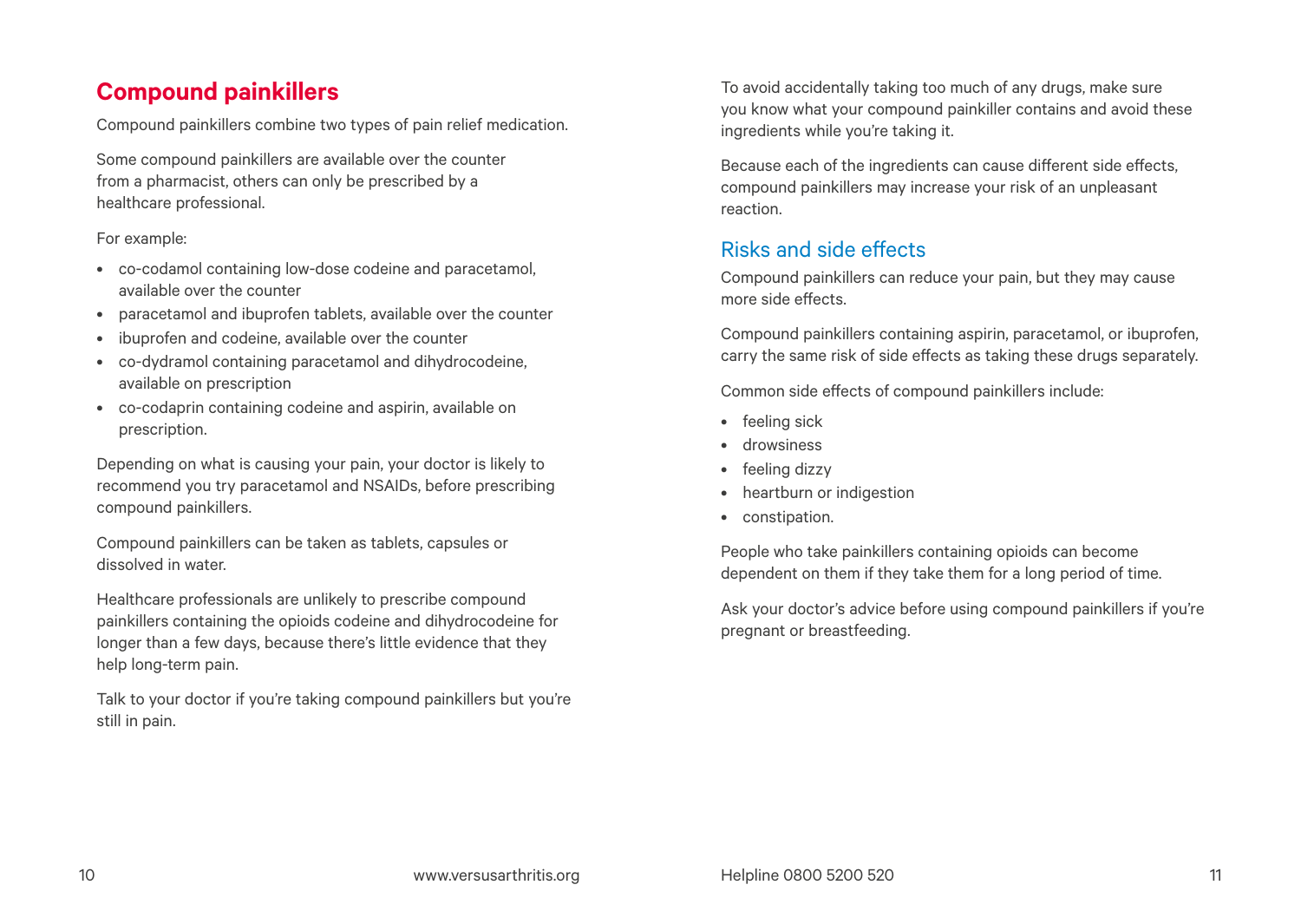## Compound painkillers

Compound painkillers combine two types of pain relief medication.

Some compound painkillers are available over the counter from a pharmacist, others can only be prescribed by a healthcare professional.

For example:

- co-codamol containing low-dose codeine and paracetamol, available over the counter
- paracetamol and ibuprofen tablets, available over the counter
- ibuprofen and codeine, available over the counter
- co-dydramol containing paracetamol and dihydrocodeine, available on prescription
- co-codaprin containing codeine and aspirin, available on prescription.

Depending on what is causing your pain, your doctor is likely to recommend you try paracetamol and NSAIDs, before prescribing compound painkillers.

Compound painkillers can be taken as tablets, capsules or dissolved in water.

Healthcare professionals are unlikely to prescribe compound painkillers containing the opioids codeine and dihydrocodeine for longer than a few days, because there's little evidence that they help long-term pain.

Talk to your doctor if you're taking compound painkillers but you're still in pain.

To avoid accidentally taking too much of any drugs, make sure you know what your compound painkiller contains and avoid these ingredients while you're taking it.

Because each of the ingredients can cause different side effects, compound painkillers may increase your risk of an unpleasant reaction.

### Risks and side effects

Compound painkillers can reduce your pain, but they may cause more side effects.

Compound painkillers containing aspirin, paracetamol, or ibuprofen, carry the same risk of side effects as taking these drugs separately.

Common side effects of compound painkillers include:

- feeling sick
- drowsiness
- feeling dizzy
- heartburn or indigestion
- constipation.

People who take painkillers containing opioids can become dependent on them if they take them for a long period of time.

Ask your doctor's advice before using compound painkillers if you're pregnant or breastfeeding.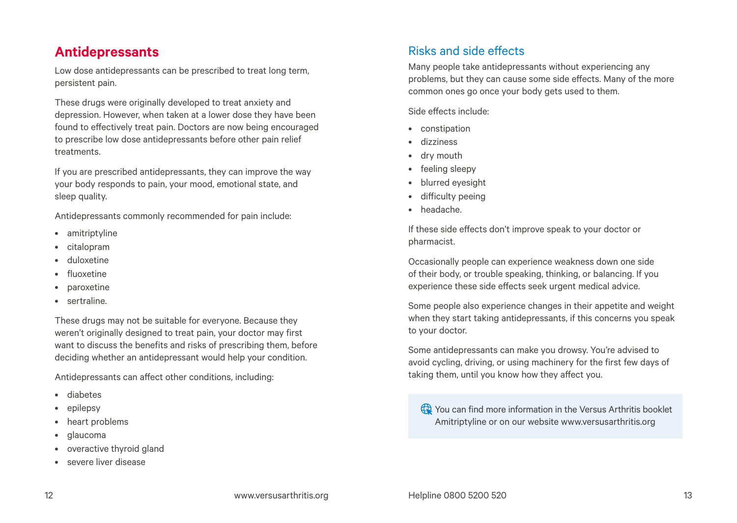## Antidepressants

Low dose antidepressants can be prescribed to treat long term, persistent pain.

These drugs were originally developed to treat anxiety and depression. However, when taken at a lower dose they have been found to effectively treat pain. Doctors are now being encouraged to prescribe low dose antidepressants before other pain relief treatments.

If you are prescribed antidepressants, they can improve the way your body responds to pain, your mood, emotional state, and sleep quality.

Antidepressants commonly recommended for pain include:

- amitriptyline
- citalopram
- duloxetine
- fluoxetine
- paroxetine
- sertraline.

These drugs may not be suitable for everyone. Because they weren't originally designed to treat pain, your doctor may first want to discuss the benefits and risks of prescribing them, before deciding whether an antidepressant would help your condition.

Antidepressants can affect other conditions, including:

- diabetes
- epilepsy
- heart problems
- glaucoma
- overactive thyroid gland
- severe liver disease

### Risks and side effects

Many people take antidepressants without experiencing any problems, but they can cause some side effects. Many of the more common ones go once your body gets used to them.

Side effects include:

- constipation
- dizziness
- dry mouth
- feeling sleepy
- blurred eyesight
- difficulty peeing
- headache.

If these side effects don't improve speak to your doctor or pharmacist.

Occasionally people can experience weakness down one side of their body, or trouble speaking, thinking, or balancing. If you experience these side effects seek urgent medical advice.

Some people also experience changes in their appetite and weight when they start taking antidepressants, if this concerns you speak to your doctor.

Some antidepressants can make you drowsy. You're advised to avoid cycling, driving, or using machinery for the first few days of taking them, until you know how they affect you.

You can find more information in the Versus Arthritis booklet Amitriptyline or on our website www.versusarthritis.org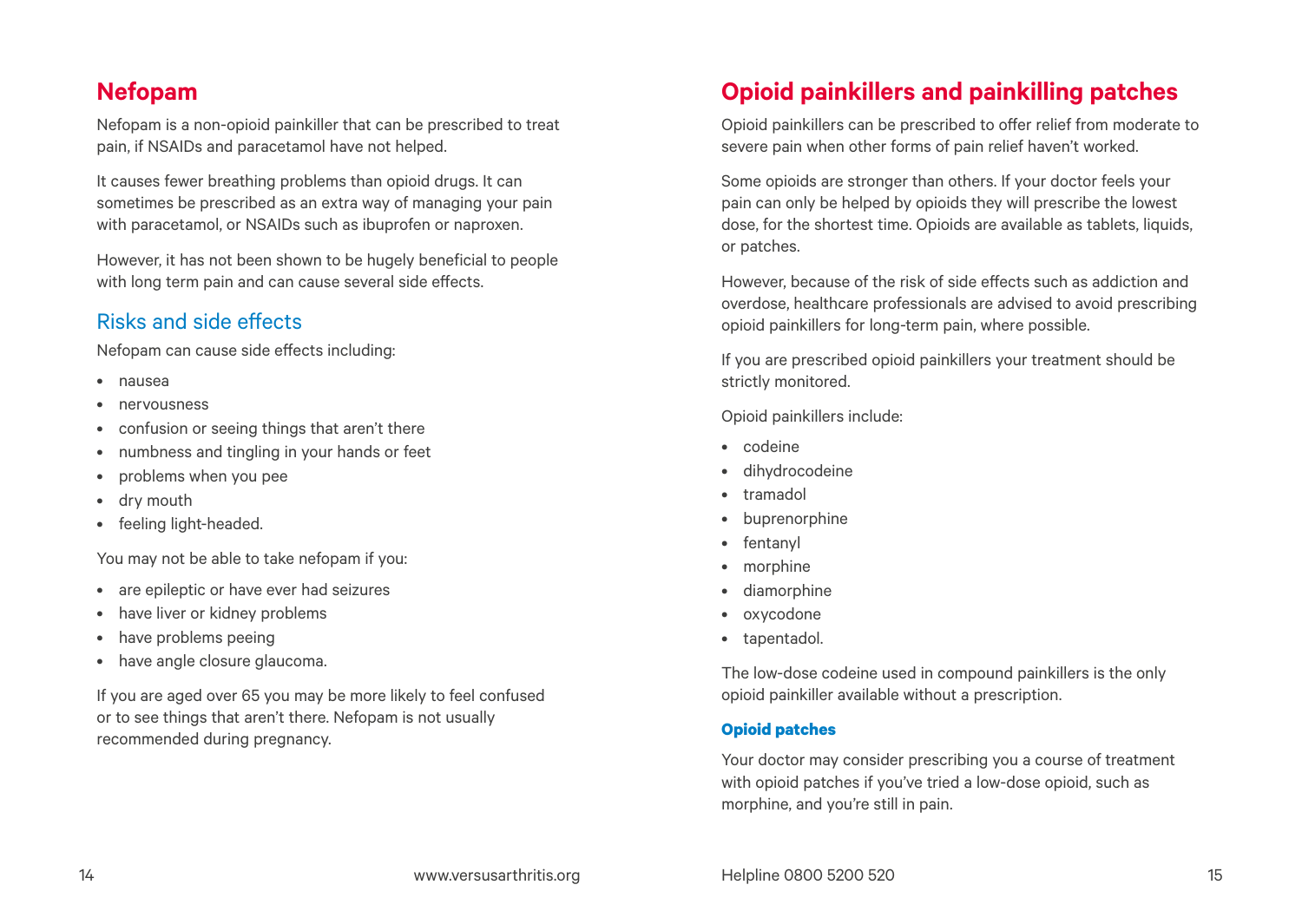## Nefopam

Nefopam is a non-opioid painkiller that can be prescribed to treat pain, if NSAIDs and paracetamol have not helped.

It causes fewer breathing problems than opioid drugs. It can sometimes be prescribed as an extra way of managing your pain with paracetamol, or NSAIDs such as ibuprofen or naproxen.

However, it has not been shown to be hugely beneficial to people with long term pain and can cause several side effects.

### Risks and side effects

Nefopam can cause side effects including:

- nausea
- nervousness
- confusion or seeing things that aren't there
- numbness and tingling in your hands or feet
- problems when you pee
- dry mouth
- feeling light-headed.

You may not be able to take nefopam if you:

- are epileptic or have ever had seizures
- have liver or kidney problems
- have problems peeing
- have angle closure glaucoma.

If you are aged over 65 you may be more likely to feel confused or to see things that aren't there. Nefopam is not usually recommended during pregnancy.

## Opioid painkillers and painkilling patches

Opioid painkillers can be prescribed to offer relief from moderate to severe pain when other forms of pain relief haven't worked.

Some opioids are stronger than others. If your doctor feels your pain can only be helped by opioids they will prescribe the lowest dose, for the shortest time. Opioids are available as tablets, liquids, or patches.

However, because of the risk of side effects such as addiction and overdose, healthcare professionals are advised to avoid prescribing opioid painkillers for long-term pain, where possible.

If you are prescribed opioid painkillers your treatment should be strictly monitored.

Opioid painkillers include:

- codeine
- dihydrocodeine
- tramadol
- buprenorphine
- fentanyl
- morphine
- diamorphine
- oxycodone
- tapentadol.

The low-dose codeine used in compound painkillers is the only opioid painkiller available without a prescription.

#### Opioid patches

Your doctor may consider prescribing you a course of treatment with opioid patches if you've tried a low-dose opioid, such as morphine, and you're still in pain.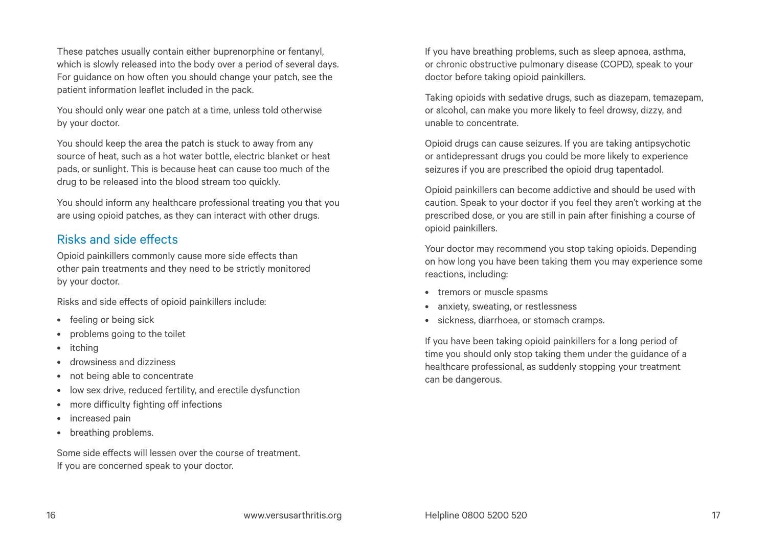These patches usually contain either buprenorphine or fentanyl, which is slowly released into the body over a period of several days. For guidance on how often you should change your patch, see the patient information leaflet included in the pack.

You should only wear one patch at a time, unless told otherwise by your doctor.

You should keep the area the patch is stuck to away from any source of heat, such as a hot water bottle, electric blanket or heat pads, or sunlight. This is because heat can cause too much of the drug to be released into the blood stream too quickly.

You should inform any healthcare professional treating you that you are using opioid patches, as they can interact with other drugs.

## Risks and side effects

Opioid painkillers commonly cause more side effects than other pain treatments and they need to be strictly monitored by your doctor.

Risks and side effects of opioid painkillers include:

- feeling or being sick
- problems going to the toilet
- itching
- drowsiness and dizziness
- not being able to concentrate
- low sex drive, reduced fertility, and erectile dysfunction
- more difficulty fighting off infections
- increased pain
- breathing problems.

Some side effects will lessen over the course of treatment. If you are concerned speak to your doctor.

If you have breathing problems, such as sleep apnoea, asthma, or chronic obstructive pulmonary disease (COPD), speak to your doctor before taking opioid painkillers.

Taking opioids with sedative drugs, such as diazepam, temazepam, or alcohol, can make you more likely to feel drowsy, dizzy, and unable to concentrate.

Opioid drugs can cause seizures. If you are taking antipsychotic or antidepressant drugs you could be more likely to experience seizures if you are prescribed the opioid drug tapentadol.

Opioid painkillers can become addictive and should be used with caution. Speak to your doctor if you feel they aren't working at the prescribed dose, or you are still in pain after finishing a course of opioid painkillers.

Your doctor may recommend you stop taking opioids. Depending on how long you have been taking them you may experience some reactions, including:

- tremors or muscle spasms
- anxiety, sweating, or restlessness
- sickness, diarrhoea, or stomach cramps.

If you have been taking opioid painkillers for a long period of time you should only stop taking them under the guidance of a healthcare professional, as suddenly stopping your treatment can be dangerous.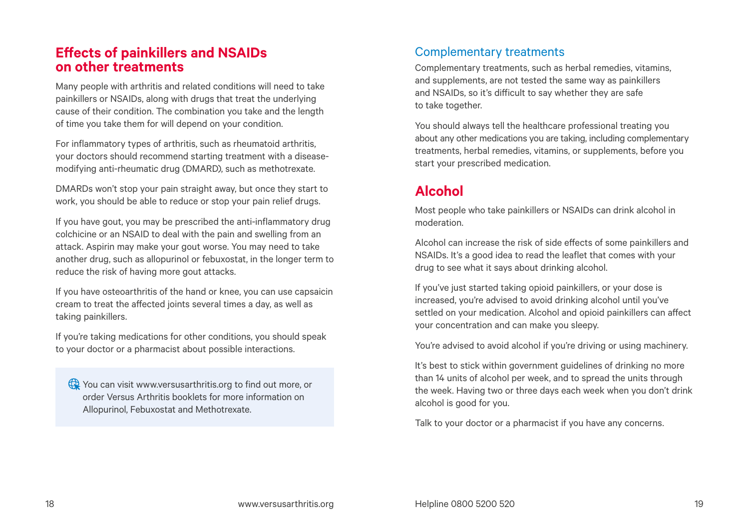## Effects of painkillers and NSAIDs on other treatments

Many people with arthritis and related conditions will need to take painkillers or NSAIDs, along with drugs that treat the underlying cause of their condition. The combination you take and the length of time you take them for will depend on your condition.

For inflammatory types of arthritis, such as rheumatoid arthritis, your doctors should recommend starting treatment with a disease-modifying anti-rheumatic drug (DMARD), such as methotrexate.

DMARDs won't stop your pain straight away, but once they start to work, you should be able to reduce or stop your pain relief drugs.

If you have gout, you may be prescribed the anti-inflammatory drug colchicine or an NSAID to deal with the pain and swelling from an attack. Aspirin may make your gout worse. You may need to take another drug, such as allopurinol or febuxostat, in the longer term to reduce the risk of having more gout attacks.

If you have osteoarthritis of the hand or knee, you can use capsaicin cream to treat the affected joints several times a day, as well as taking painkillers.

If you're taking medications for other conditions, you should speak to your doctor or a pharmacist about possible interactions.

> You can visit www.versusarthritis.org to find out more, or order Versus Arthritis booklets for more information on Allopurinol, Febuxostat and Methotrexate.

### Complementary treatments

Complementary treatments, such as herbal remedies, vitamins, and supplements, are not tested the same way as painkillers and NSAIDs, so it's difficult to say whether they are safe to take together.

You should always tell the healthcare professional treating you about any other medications you are taking, including complementary treatments, herbal remedies, vitamins, or supplements, before you start your prescribed medication.

## Alcohol

Most people who take painkillers or NSAIDs can drink alcohol in moderation.

Alcohol can increase the risk of side effects of some painkillers and NSAIDs. It's a good idea to read the leaflet that comes with your drug to see what it says about drinking alcohol.

If you've just started taking opioid painkillers, or your dose is increased, you're advised to avoid drinking alcohol until you've settled on your medication. Alcohol and opioid painkillers can affect your concentration and can make you sleepy.

You're advised to avoid alcohol if you're driving or using machinery.

It's best to stick within government guidelines of drinking no more than 14 units of alcohol per week, and to spread the units through the week. Having two or three days each week when you don't drink alcohol is good for you.

Talk to your doctor or a pharmacist if you have any concerns.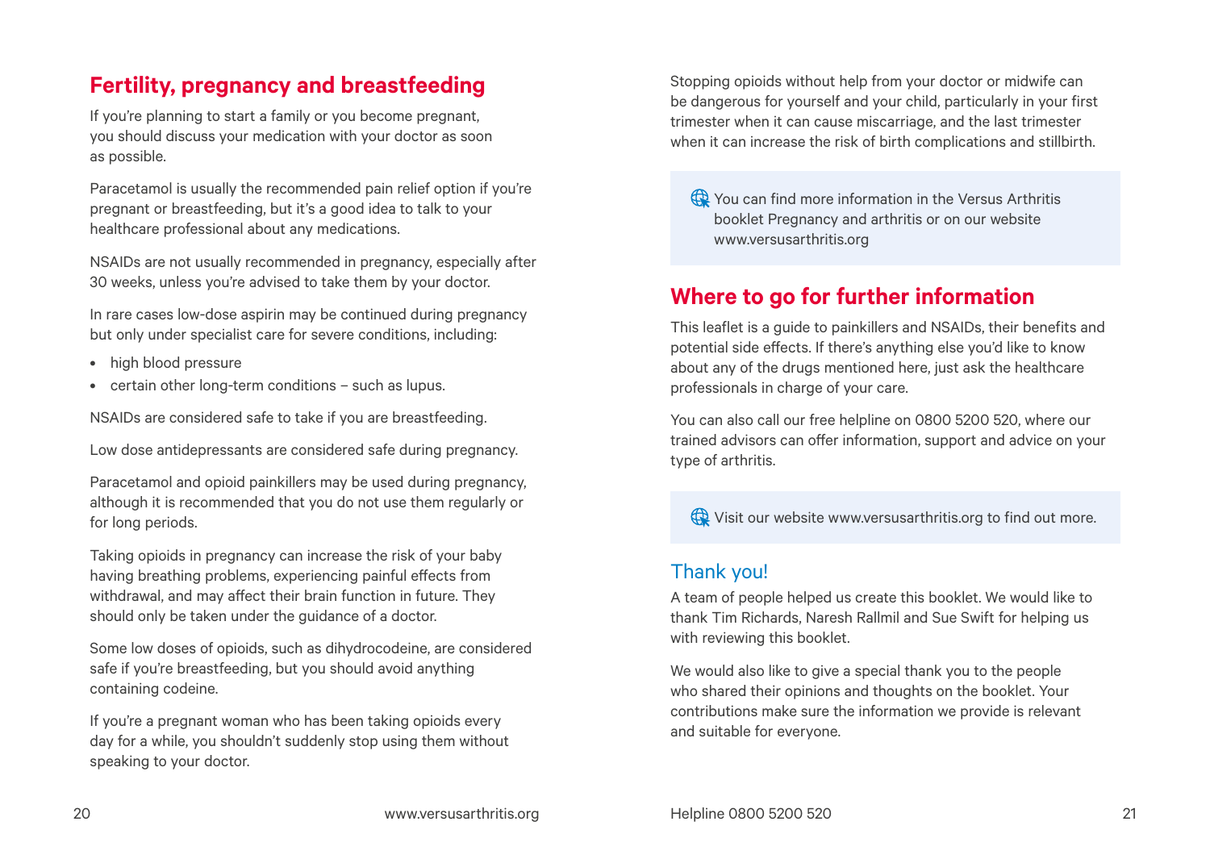## Fertility, pregnancy and breastfeeding

If you're planning to start a family or you become pregnant, you should discuss your medication with your doctor as soon as possible.

Paracetamol is usually the recommended pain relief option if you're pregnant or breastfeeding, but it's a good idea to talk to your healthcare professional about any medications.

NSAIDs are not usually recommended in pregnancy, especially after 30 weeks, unless you're advised to take them by your doctor.

In rare cases low-dose aspirin may be continued during pregnancy but only under specialist care for severe conditions, including:

- high blood pressure
- certain other long-term conditions – such as lupus.

NSAIDs are considered safe to take if you are breastfeeding.

Low dose antidepressants are considered safe during pregnancy.

Paracetamol and opioid painkillers may be used during pregnancy, although it is recommended that you do not use them regularly or for long periods.

Taking opioids in pregnancy can increase the risk of your baby having breathing problems, experiencing painful effects from withdrawal, and may affect their brain function in future. They should only be taken under the guidance of a doctor.

Some low doses of opioids, such as dihydrocodeine, are considered safe if you're breastfeeding, but you should avoid anything containing codeine.

If you're a pregnant woman who has been taking opioids every day for a while, you shouldn't suddenly stop using them without speaking to your doctor.

Stopping opioids without help from your doctor or midwife can be dangerous for yourself and your child, particularly in your first trimester when it can cause miscarriage, and the last trimester when it can increase the risk of birth complications and stillbirth.

> You can find more information in the Versus Arthritis booklet Pregnancy and arthritis or on our website www.versusarthritis.org

## Where to go for further information

This leaflet is a guide to painkillers and NSAIDs, their benefits and potential side effects. If there's anything else you'd like to know about any of the drugs mentioned here, just ask the healthcare professionals in charge of your care.

You can also call our free helpline on 0800 5200 520, where our trained advisors can offer information, support and advice on your type of arthritis.

> Visit our website www.versusarthritis.org to find out more.

### Thank you!

A team of people helped us create this booklet. We would like to thank Tim Richards, Naresh Rallmil and Sue Swift for helping us with reviewing this booklet.

We would also like to give a special thank you to the people who shared their opinions and thoughts on the booklet. Your contributions make sure the information we provide is relevant and suitable for everyone.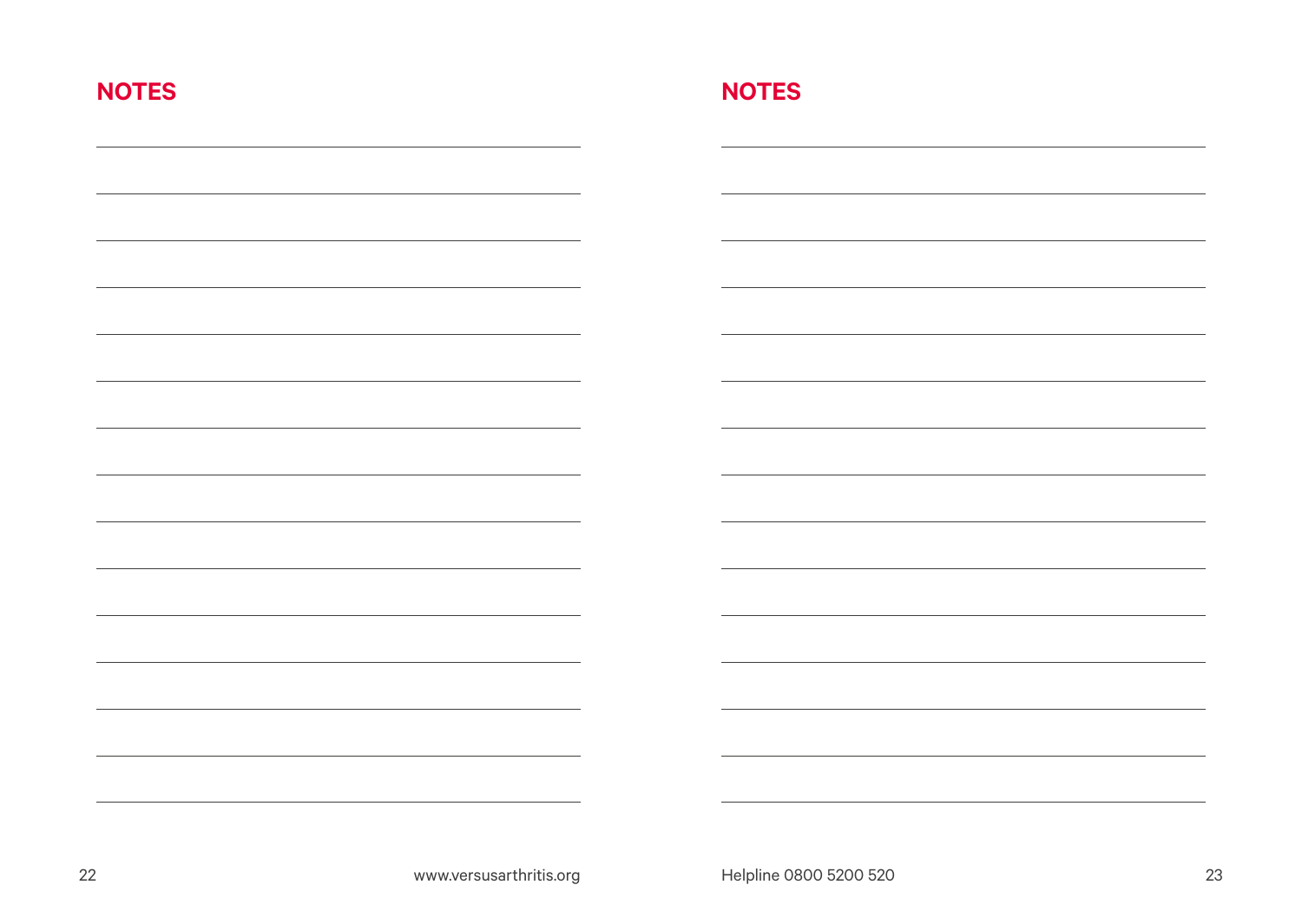## NOTES

## NOTES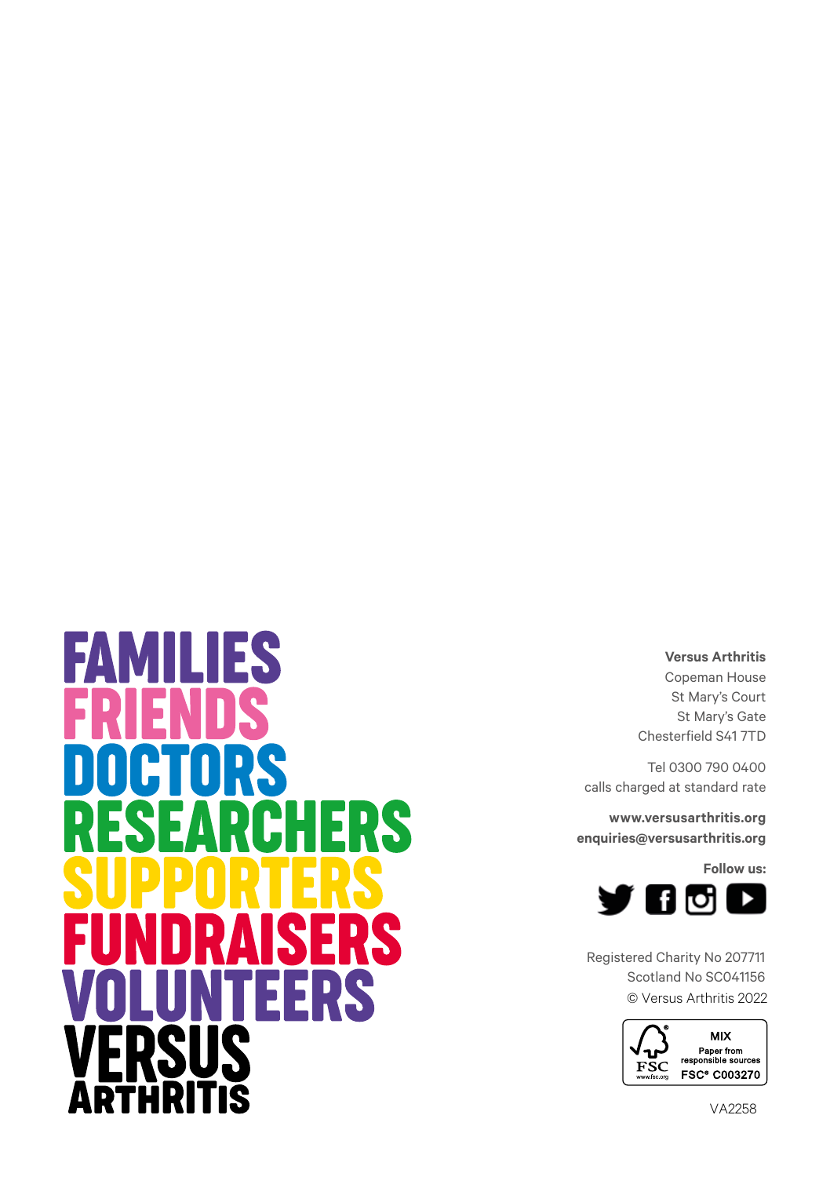FAMILIES
FRIENDS
DOCTORS
RESEARCHERS
SUPPORTERS
FUNDRAISERS
VOLUNTEERS
VERSUS
ARTHRITIS

**Versus Arthritis**
Copeman House
St Mary's Court
St Mary's Gate
Chesterfield S41 7TD

Tel 0300 790 0400
calls charged at standard rate

**www.versusarthritis.org**
**enquiries@versusarthritis.org**

**Follow us:**

Registered Charity No 207711
Scotland No SC041156
© Versus Arthritis 2022

MIX
Paper from responsible sources
FSC® C003270
FSC www.fsc.org

VA2258